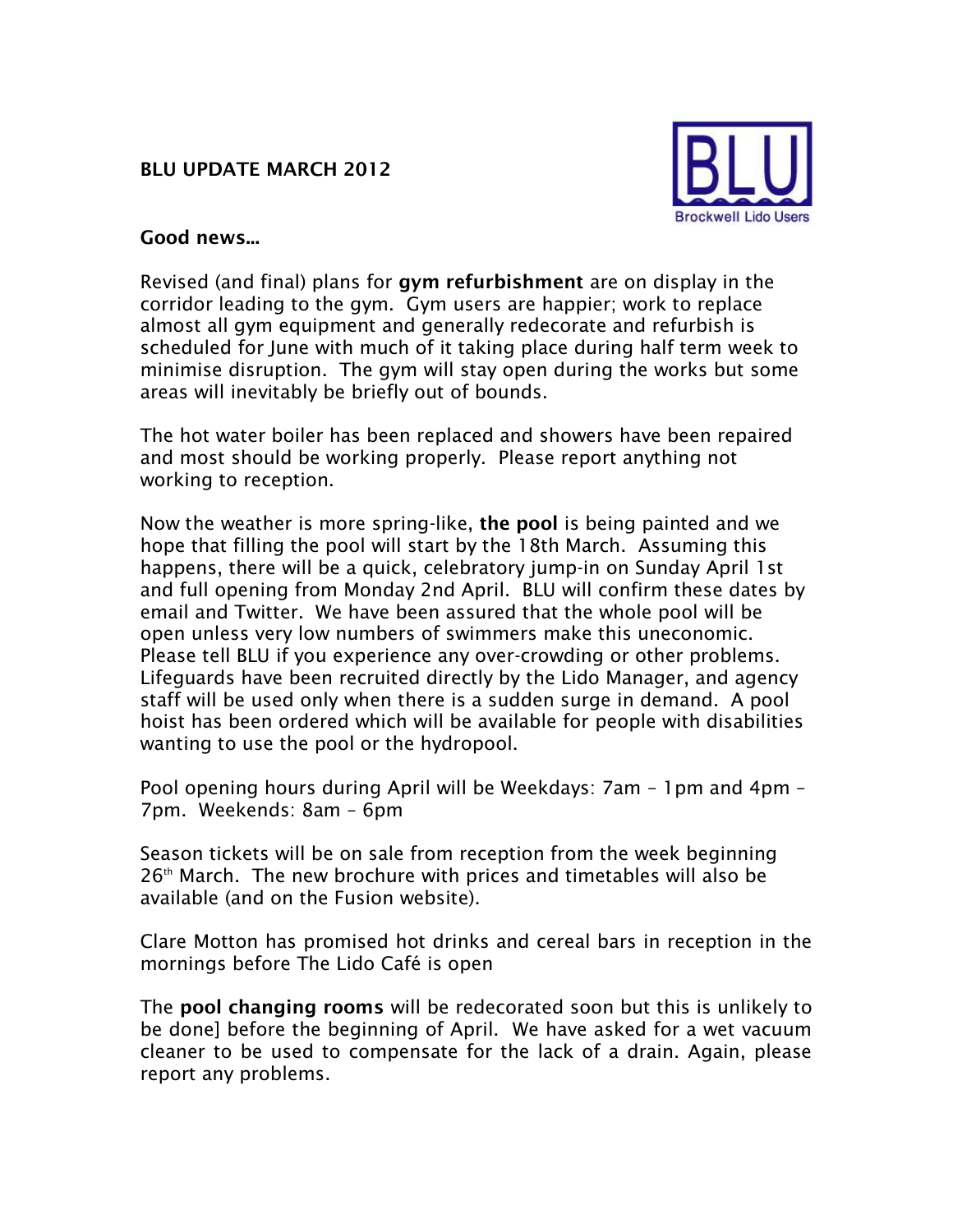# BLU UPDATE MARCH 2012

Brockwell Lido Users

## Good news...

Revised (and final) plans for **gym refurbishment** are on display in the corridor leading to the gym. Gym users are happier; work to replace almost all gym equipment and generally redecorate and refurbish is scheduled for June with much of it taking place during half term week to minimise disruption. The gym will stay open during the works but some areas will inevitably be briefly out of bounds.

The hot water boiler has been replaced and showers have been repaired and most should be working properly. Please report anything not working to reception.

Now the weather is more spring-like, **the pool** is being painted and we hope that filling the pool will start by the 18th March. Assuming this happens, there will be a quick, celebratory jump-in on Sunday April 1st and full opening from Monday 2nd April. BLU will confirm these dates by email and Twitter. We have been assured that the whole pool will be open unless very low numbers of swimmers make this uneconomic. Please tell BLU if you experience any over-crowding or other problems. Lifeguards have been recruited directly by the Lido Manager, and agency staff will be used only when there is a sudden surge in demand. A pool hoist has been ordered which will be available for people with disabilities wanting to use the pool or the hydropool.

Pool opening hours during April will be Weekdays: 7am – 1pm and 4pm – 7pm. Weekends: 8am – 6pm

Season tickets will be on sale from reception from the week beginning 26th March. The new brochure with prices and timetables will also be available (and on the Fusion website).

Clare Motton has promised hot drinks and cereal bars in reception in the mornings before The Lido Café is open

The **pool changing rooms** will be redecorated soon but this is unlikely to be done] before the beginning of April. We have asked for a wet vacuum cleaner to be used to compensate for the lack of a drain. Again, please report any problems.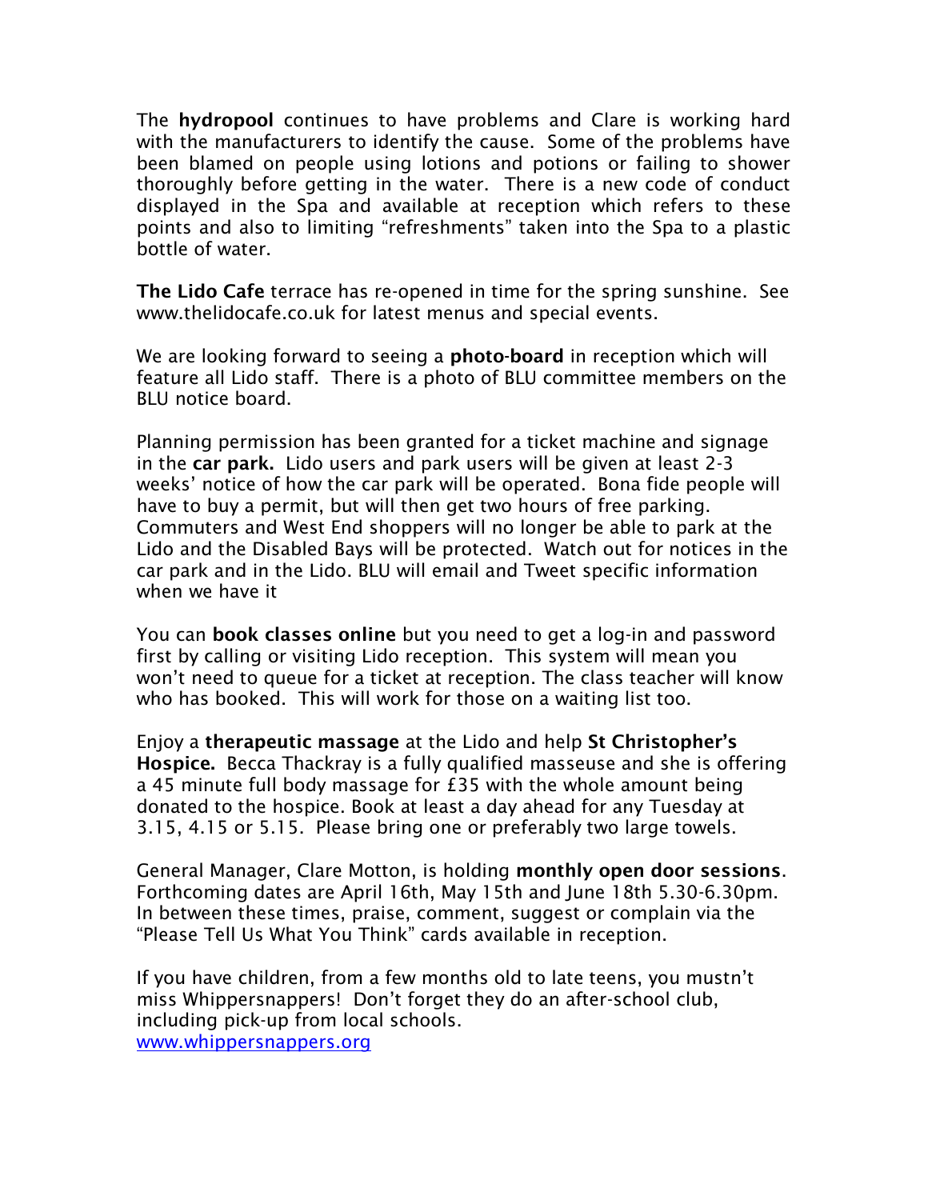The **hydropool** continues to have problems and Clare is working hard with the manufacturers to identify the cause. Some of the problems have been blamed on people using lotions and potions or failing to shower thoroughly before getting in the water. There is a new code of conduct displayed in the Spa and available at reception which refers to these points and also to limiting "refreshments" taken into the Spa to a plastic bottle of water.

**The Lido Cafe** terrace has re-opened in time for the spring sunshine. See www.thelidocafe.co.uk for latest menus and special events.

We are looking forward to seeing a **photo-board** in reception which will feature all Lido staff. There is a photo of BLU committee members on the BLU notice board.

Planning permission has been granted for a ticket machine and signage in the **car park.** Lido users and park users will be given at least 2-3 weeks' notice of how the car park will be operated. Bona fide people will have to buy a permit, but will then get two hours of free parking. Commuters and West End shoppers will no longer be able to park at the Lido and the Disabled Bays will be protected. Watch out for notices in the car park and in the Lido. BLU will email and Tweet specific information when we have it

You can **book classes online** but you need to get a log-in and password first by calling or visiting Lido reception. This system will mean you won't need to queue for a ticket at reception. The class teacher will know who has booked. This will work for those on a waiting list too.

Enjoy a **therapeutic massage** at the Lido and help **St Christopher's Hospice.** Becca Thackray is a fully qualified masseuse and she is offering a 45 minute full body massage for £35 with the whole amount being donated to the hospice. Book at least a day ahead for any Tuesday at 3.15, 4.15 or 5.15. Please bring one or preferably two large towels.

General Manager, Clare Motton, is holding **monthly open door sessions**. Forthcoming dates are April 16th, May 15th and June 18th 5.30-6.30pm. In between these times, praise, comment, suggest or complain via the "Please Tell Us What You Think" cards available in reception.

If you have children, from a few months old to late teens, you mustn't miss Whippersnappers! Don't forget they do an after-school club, including pick-up from local schools.
[www.whippersnappers.org](http://www.whippersnappers.org)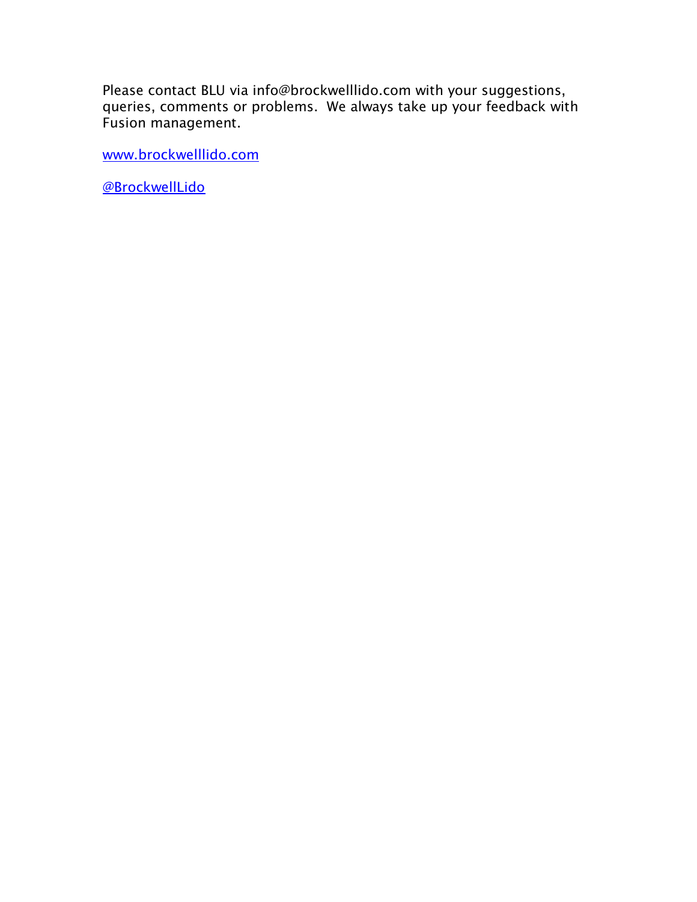Please contact BLU via info@brockwelllido.com with your suggestions, queries, comments or problems.  We always take up your feedback with Fusion management.

[www.brockwelllido.com](http://www.brockwelllido.com)

[@BrockwellLido](https://twitter.com/BrockwellLido)